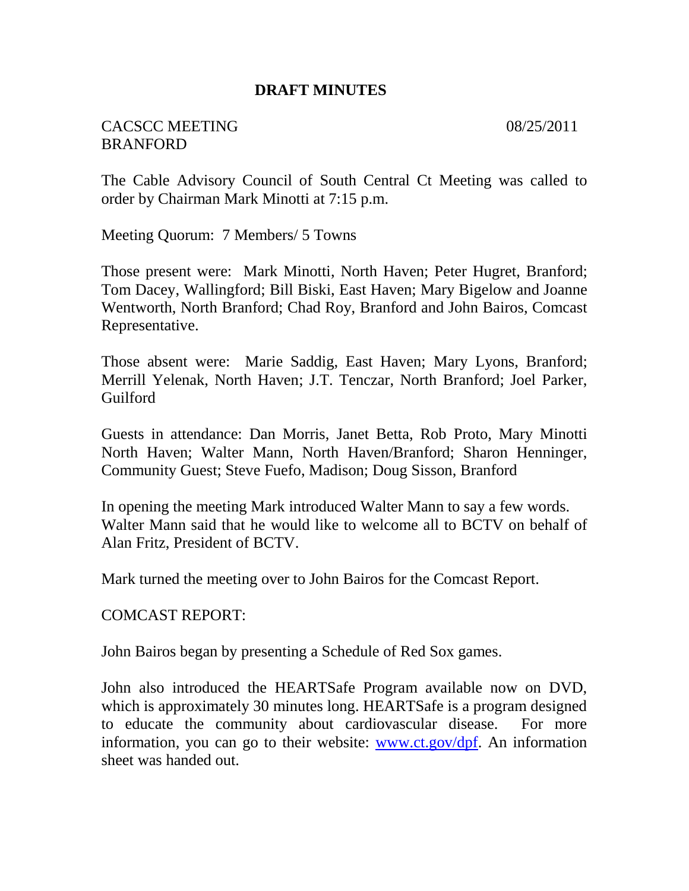# DRAFT MINUTES

CACSCC MEETING 08/25/2011
BRANFORD

The Cable Advisory Council of South Central Ct Meeting was called to order by Chairman Mark Minotti at 7:15 p.m.

Meeting Quorum: 7 Members/ 5 Towns

Those present were: Mark Minotti, North Haven; Peter Hugret, Branford; Tom Dacey, Wallingford; Bill Biski, East Haven; Mary Bigelow and Joanne Wentworth, North Branford; Chad Roy, Branford and John Bairos, Comcast Representative.

Those absent were: Marie Saddig, East Haven; Mary Lyons, Branford; Merrill Yelenak, North Haven; J.T. Tenczar, North Branford; Joel Parker, Guilford

Guests in attendance: Dan Morris, Janet Betta, Rob Proto, Mary Minotti North Haven; Walter Mann, North Haven/Branford; Sharon Henninger, Community Guest; Steve Fuefo, Madison; Doug Sisson, Branford

In opening the meeting Mark introduced Walter Mann to say a few words. Walter Mann said that he would like to welcome all to BCTV on behalf of Alan Fritz, President of BCTV.

Mark turned the meeting over to John Bairos for the Comcast Report.

COMCAST REPORT:

John Bairos began by presenting a Schedule of Red Sox games.

John also introduced the HEARTSafe Program available now on DVD, which is approximately 30 minutes long. HEARTSafe is a program designed to educate the community about cardiovascular disease. For more information, you can go to their website: www.ct.gov/dpf. An information sheet was handed out.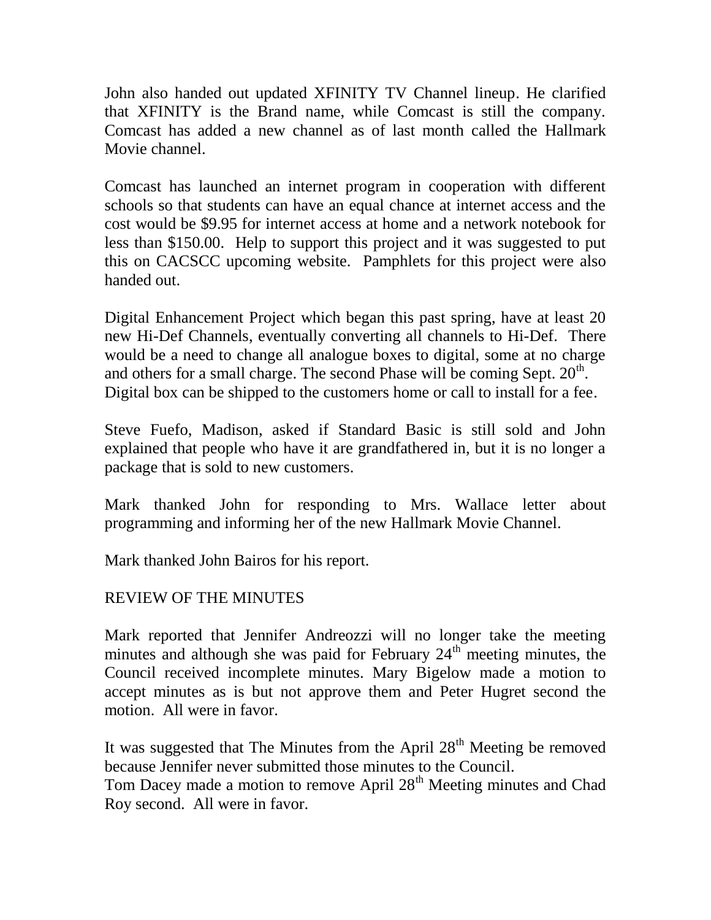John also handed out updated XFINITY TV Channel lineup. He clarified that XFINITY is the Brand name, while Comcast is still the company. Comcast has added a new channel as of last month called the Hallmark Movie channel.

Comcast has launched an internet program in cooperation with different schools so that students can have an equal chance at internet access and the cost would be $9.95 for internet access at home and a network notebook for less than $150.00. Help to support this project and it was suggested to put this on CACSCC upcoming website. Pamphlets for this project were also handed out.

Digital Enhancement Project which began this past spring, have at least 20 new Hi-Def Channels, eventually converting all channels to Hi-Def. There would be a need to change all analogue boxes to digital, some at no charge and others for a small charge. The second Phase will be coming Sept. 20th.
Digital box can be shipped to the customers home or call to install for a fee.

Steve Fuefo, Madison, asked if Standard Basic is still sold and John explained that people who have it are grandfathered in, but it is no longer a package that is sold to new customers.

Mark thanked John for responding to Mrs. Wallace letter about programming and informing her of the new Hallmark Movie Channel.

Mark thanked John Bairos for his report.

REVIEW OF THE MINUTES

Mark reported that Jennifer Andreozzi will no longer take the meeting minutes and although she was paid for February 24th meeting minutes, the Council received incomplete minutes. Mary Bigelow made a motion to accept minutes as is but not approve them and Peter Hugret second the motion. All were in favor.

It was suggested that The Minutes from the April 28th Meeting be removed because Jennifer never submitted those minutes to the Council.
Tom Dacey made a motion to remove April 28th Meeting minutes and Chad Roy second. All were in favor.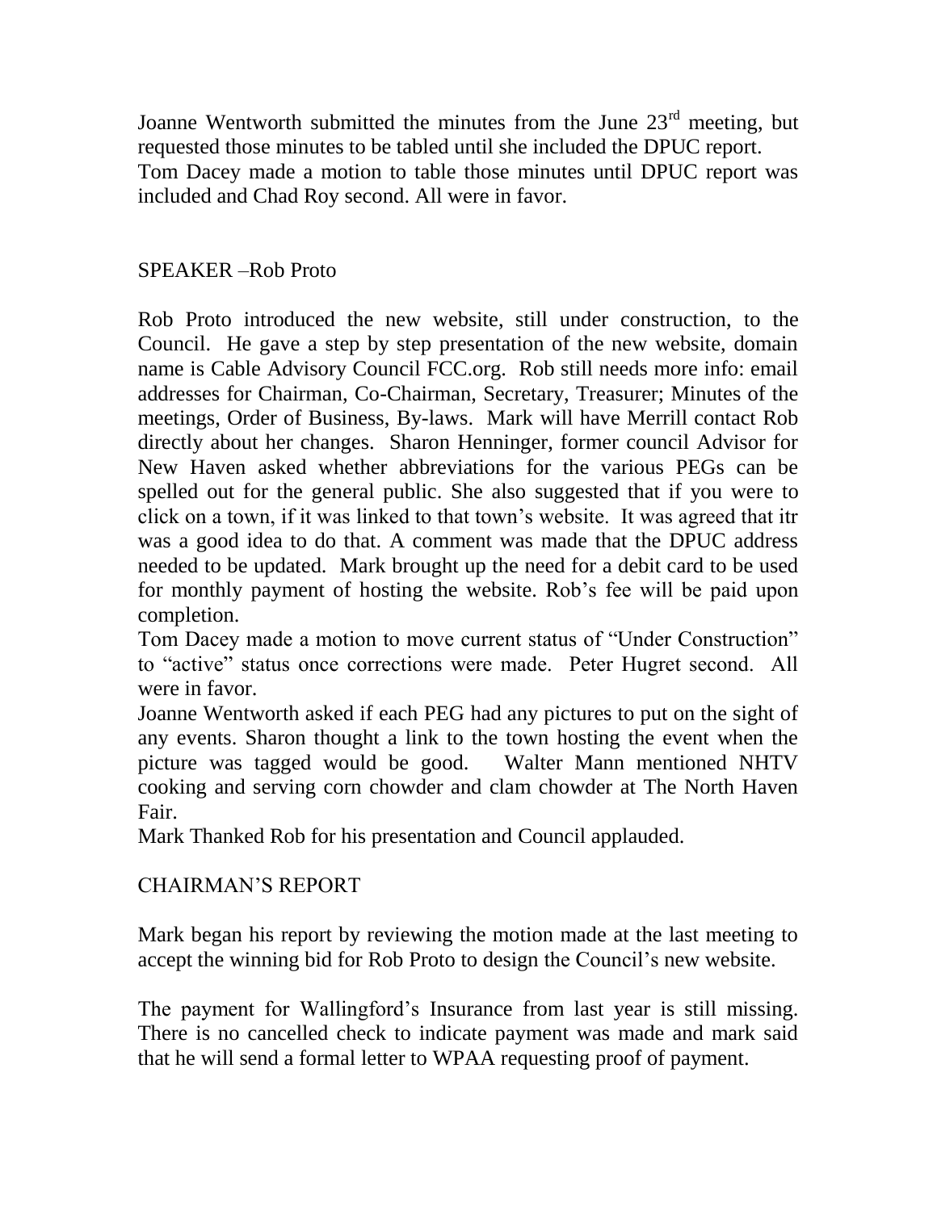Joanne Wentworth submitted the minutes from the June 23rd meeting, but requested those minutes to be tabled until she included the DPUC report. Tom Dacey made a motion to table those minutes until DPUC report was included and Chad Roy second. All were in favor.

SPEAKER –Rob Proto

Rob Proto introduced the new website, still under construction, to the Council. He gave a step by step presentation of the new website, domain name is Cable Advisory Council FCC.org. Rob still needs more info: email addresses for Chairman, Co-Chairman, Secretary, Treasurer; Minutes of the meetings, Order of Business, By-laws. Mark will have Merrill contact Rob directly about her changes. Sharon Henninger, former council Advisor for New Haven asked whether abbreviations for the various PEGs can be spelled out for the general public. She also suggested that if you were to click on a town, if it was linked to that town's website. It was agreed that itr was a good idea to do that. A comment was made that the DPUC address needed to be updated. Mark brought up the need for a debit card to be used for monthly payment of hosting the website. Rob's fee will be paid upon completion.

Tom Dacey made a motion to move current status of "Under Construction" to "active" status once corrections were made. Peter Hugret second. All were in favor.

Joanne Wentworth asked if each PEG had any pictures to put on the sight of any events. Sharon thought a link to the town hosting the event when the picture was tagged would be good. Walter Mann mentioned NHTV cooking and serving corn chowder and clam chowder at The North Haven Fair.

Mark Thanked Rob for his presentation and Council applauded.

CHAIRMAN'S REPORT

Mark began his report by reviewing the motion made at the last meeting to accept the winning bid for Rob Proto to design the Council's new website.

The payment for Wallingford's Insurance from last year is still missing. There is no cancelled check to indicate payment was made and mark said that he will send a formal letter to WPAA requesting proof of payment.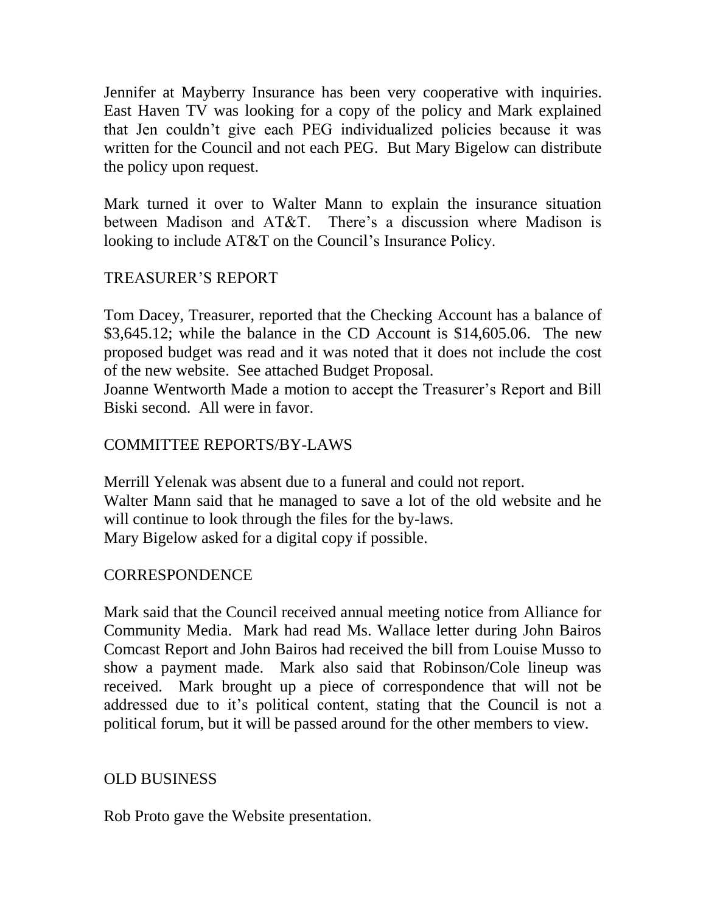Jennifer at Mayberry Insurance has been very cooperative with inquiries. East Haven TV was looking for a copy of the policy and Mark explained that Jen couldn't give each PEG individualized policies because it was written for the Council and not each PEG. But Mary Bigelow can distribute the policy upon request.

Mark turned it over to Walter Mann to explain the insurance situation between Madison and AT&T. There's a discussion where Madison is looking to include AT&T on the Council's Insurance Policy.

## TREASURER'S REPORT

Tom Dacey, Treasurer, reported that the Checking Account has a balance of $3,645.12; while the balance in the CD Account is $14,605.06. The new proposed budget was read and it was noted that it does not include the cost of the new website. See attached Budget Proposal.
Joanne Wentworth Made a motion to accept the Treasurer's Report and Bill Biski second. All were in favor.

## COMMITTEE REPORTS/BY-LAWS

Merrill Yelenak was absent due to a funeral and could not report.
Walter Mann said that he managed to save a lot of the old website and he will continue to look through the files for the by-laws.
Mary Bigelow asked for a digital copy if possible.

## CORRESPONDENCE

Mark said that the Council received annual meeting notice from Alliance for Community Media. Mark had read Ms. Wallace letter during John Bairos Comcast Report and John Bairos had received the bill from Louise Musso to show a payment made. Mark also said that Robinson/Cole lineup was received. Mark brought up a piece of correspondence that will not be addressed due to it's political content, stating that the Council is not a political forum, but it will be passed around for the other members to view.

## OLD BUSINESS

Rob Proto gave the Website presentation.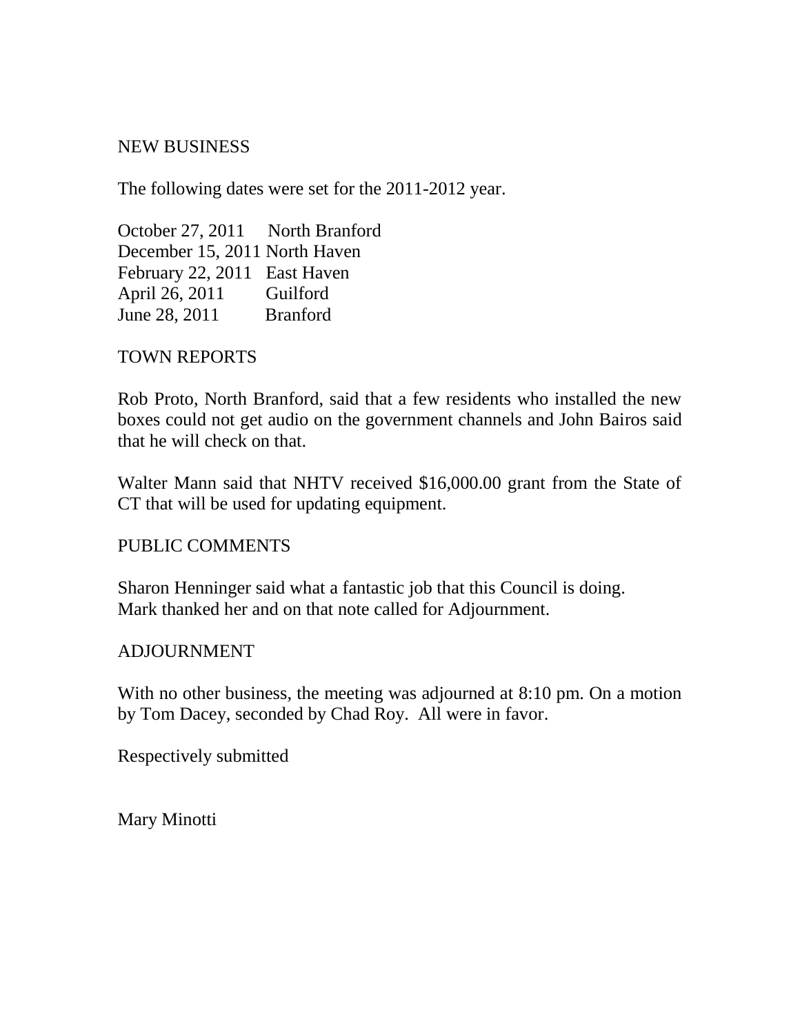NEW BUSINESS

The following dates were set for the 2011-2012 year.

October 27, 2011 North Branford  
December 15, 2011 North Haven  
February 22, 2011 East Haven  
April 26, 2011 Guilford  
June 28, 2011 Branford

TOWN REPORTS

Rob Proto, North Branford, said that a few residents who installed the new boxes could not get audio on the government channels and John Bairos said that he will check on that.

Walter Mann said that NHTV received $16,000.00 grant from the State of CT that will be used for updating equipment.

PUBLIC COMMENTS

Sharon Henninger said what a fantastic job that this Council is doing.  
Mark thanked her and on that note called for Adjournment.

ADJOURNMENT

With no other business, the meeting was adjourned at 8:10 pm. On a motion by Tom Dacey, seconded by Chad Roy. All were in favor.

Respectively submitted

Mary Minotti